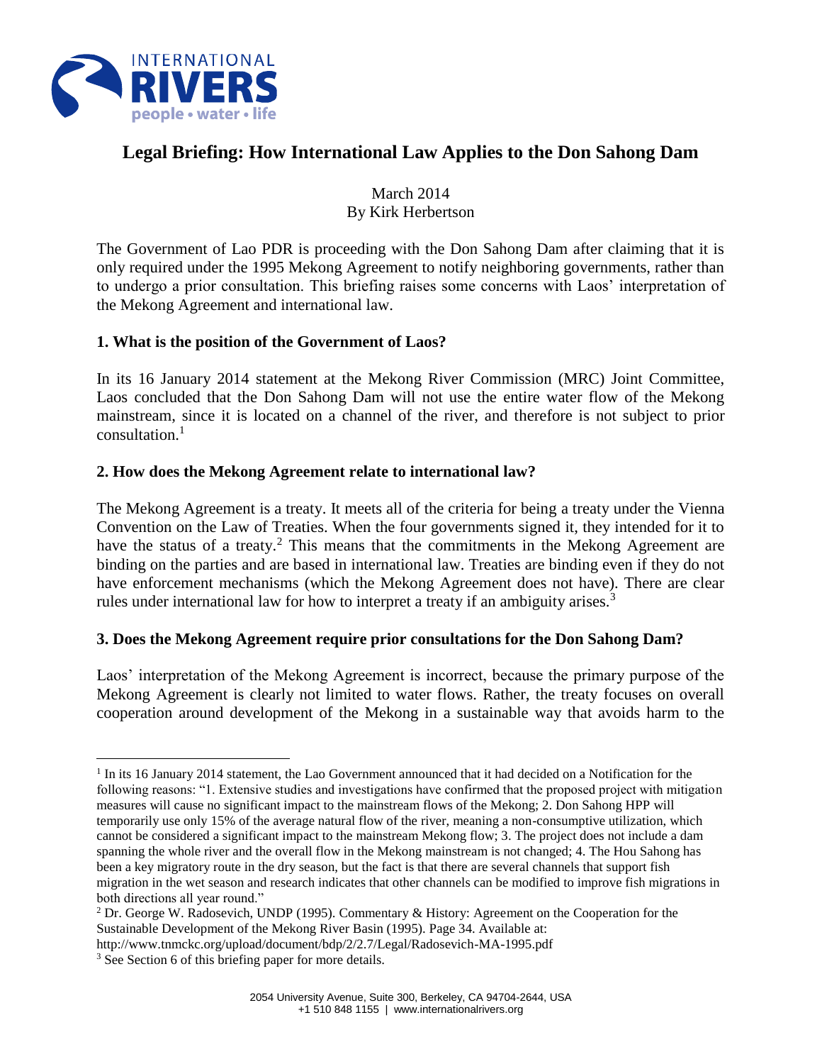# Legal Briefing: How International Law Applies to the Don Sahong Dam

March 2014
By Kirk Herbertson

The Government of Lao PDR is proceeding with the Don Sahong Dam after claiming that it is only required under the 1995 Mekong Agreement to notify neighboring governments, rather than to undergo a prior consultation. This briefing raises some concerns with Laos' interpretation of the Mekong Agreement and international law.

## 1. What is the position of the Government of Laos?

In its 16 January 2014 statement at the Mekong River Commission (MRC) Joint Committee, Laos concluded that the Don Sahong Dam will not use the entire water flow of the Mekong mainstream, since it is located on a channel of the river, and therefore is not subject to prior consultation.[1]

## 2. How does the Mekong Agreement relate to international law?

The Mekong Agreement is a treaty. It meets all of the criteria for being a treaty under the Vienna Convention on the Law of Treaties. When the four governments signed it, they intended for it to have the status of a treaty.[2] This means that the commitments in the Mekong Agreement are binding on the parties and are based in international law. Treaties are binding even if they do not have enforcement mechanisms (which the Mekong Agreement does not have). There are clear rules under international law for how to interpret a treaty if an ambiguity arises.[3]

## 3. Does the Mekong Agreement require prior consultations for the Don Sahong Dam?

Laos' interpretation of the Mekong Agreement is incorrect, because the primary purpose of the Mekong Agreement is clearly not limited to water flows. Rather, the treaty focuses on overall cooperation around development of the Mekong in a sustainable way that avoids harm to the

---

[1] In its 16 January 2014 statement, the Lao Government announced that it had decided on a Notification for the following reasons: "1. Extensive studies and investigations have confirmed that the proposed project with mitigation measures will cause no significant impact to the mainstream flows of the Mekong; 2. Don Sahong HPP will temporarily use only 15% of the average natural flow of the river, meaning a non-consumptive utilization, which cannot be considered a significant impact to the mainstream Mekong flow; 3. The project does not include a dam spanning the whole river and the overall flow in the Mekong mainstream is not changed; 4. The Hou Sahong has been a key migratory route in the dry season, but the fact is that there are several channels that support fish migration in the wet season and research indicates that other channels can be modified to improve fish migrations in both directions all year round."

[2] Dr. George W. Radosevich, UNDP (1995). Commentary & History: Agreement on the Cooperation for the Sustainable Development of the Mekong River Basin (1995). Page 34. Available at: http://www.tnmckc.org/upload/document/bdp/2/2.7/Legal/Radosevich-MA-1995.pdf

[3] See Section 6 of this briefing paper for more details.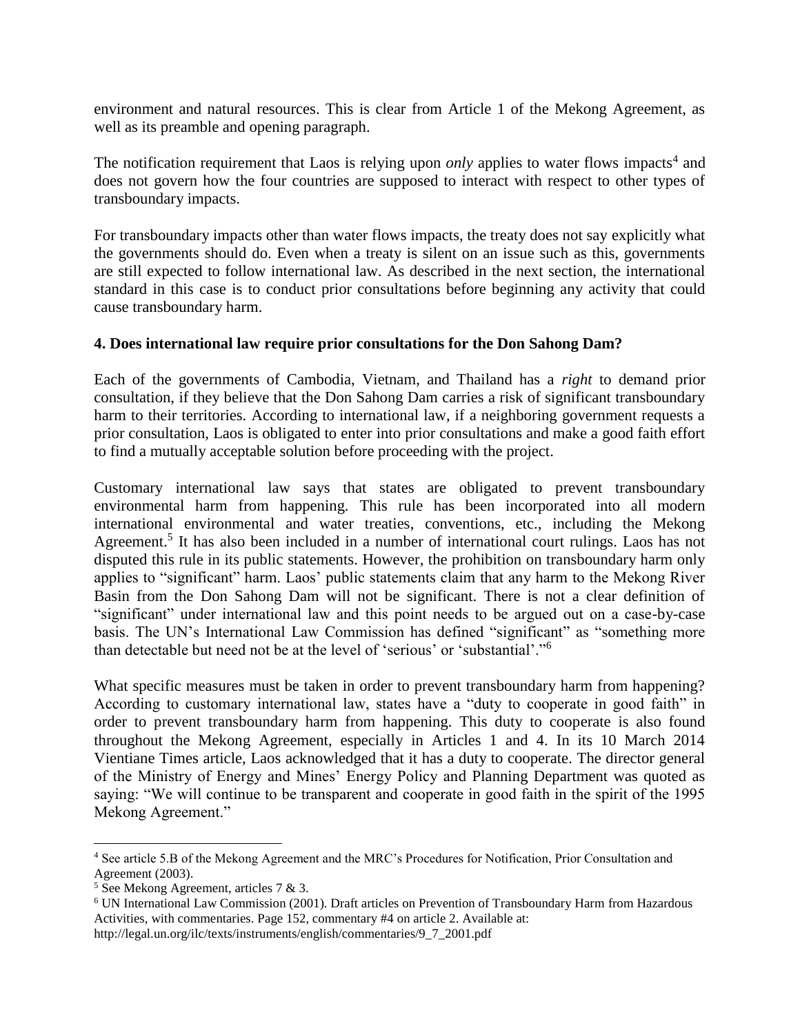environment and natural resources. This is clear from Article 1 of the Mekong Agreement, as well as its preamble and opening paragraph.

The notification requirement that Laos is relying upon *only* applies to water flows impacts[4] and does not govern how the four countries are supposed to interact with respect to other types of transboundary impacts.

For transboundary impacts other than water flows impacts, the treaty does not say explicitly what the governments should do. Even when a treaty is silent on an issue such as this, governments are still expected to follow international law. As described in the next section, the international standard in this case is to conduct prior consultations before beginning any activity that could cause transboundary harm.

### 4. Does international law require prior consultations for the Don Sahong Dam?

Each of the governments of Cambodia, Vietnam, and Thailand has a *right* to demand prior consultation, if they believe that the Don Sahong Dam carries a risk of significant transboundary harm to their territories. According to international law, if a neighboring government requests a prior consultation, Laos is obligated to enter into prior consultations and make a good faith effort to find a mutually acceptable solution before proceeding with the project.

Customary international law says that states are obligated to prevent transboundary environmental harm from happening. This rule has been incorporated into all modern international environmental and water treaties, conventions, etc., including the Mekong Agreement.[5] It has also been included in a number of international court rulings. Laos has not disputed this rule in its public statements. However, the prohibition on transboundary harm only applies to "significant" harm. Laos' public statements claim that any harm to the Mekong River Basin from the Don Sahong Dam will not be significant. There is not a clear definition of "significant" under international law and this point needs to be argued out on a case-by-case basis. The UN's International Law Commission has defined "significant" as "something more than detectable but need not be at the level of 'serious' or 'substantial'."[6]

What specific measures must be taken in order to prevent transboundary harm from happening? According to customary international law, states have a "duty to cooperate in good faith" in order to prevent transboundary harm from happening. This duty to cooperate is also found throughout the Mekong Agreement, especially in Articles 1 and 4. In its 10 March 2014 Vientiane Times article, Laos acknowledged that it has a duty to cooperate. The director general of the Ministry of Energy and Mines' Energy Policy and Planning Department was quoted as saying: "We will continue to be transparent and cooperate in good faith in the spirit of the 1995 Mekong Agreement."

---

[4] See article 5.B of the Mekong Agreement and the MRC's Procedures for Notification, Prior Consultation and Agreement (2003).

[5] See Mekong Agreement, articles 7 & 3.

[6] UN International Law Commission (2001). Draft articles on Prevention of Transboundary Harm from Hazardous Activities, with commentaries. Page 152, commentary #4 on article 2. Available at: http://legal.un.org/ilc/texts/instruments/english/commentaries/9_7_2001.pdf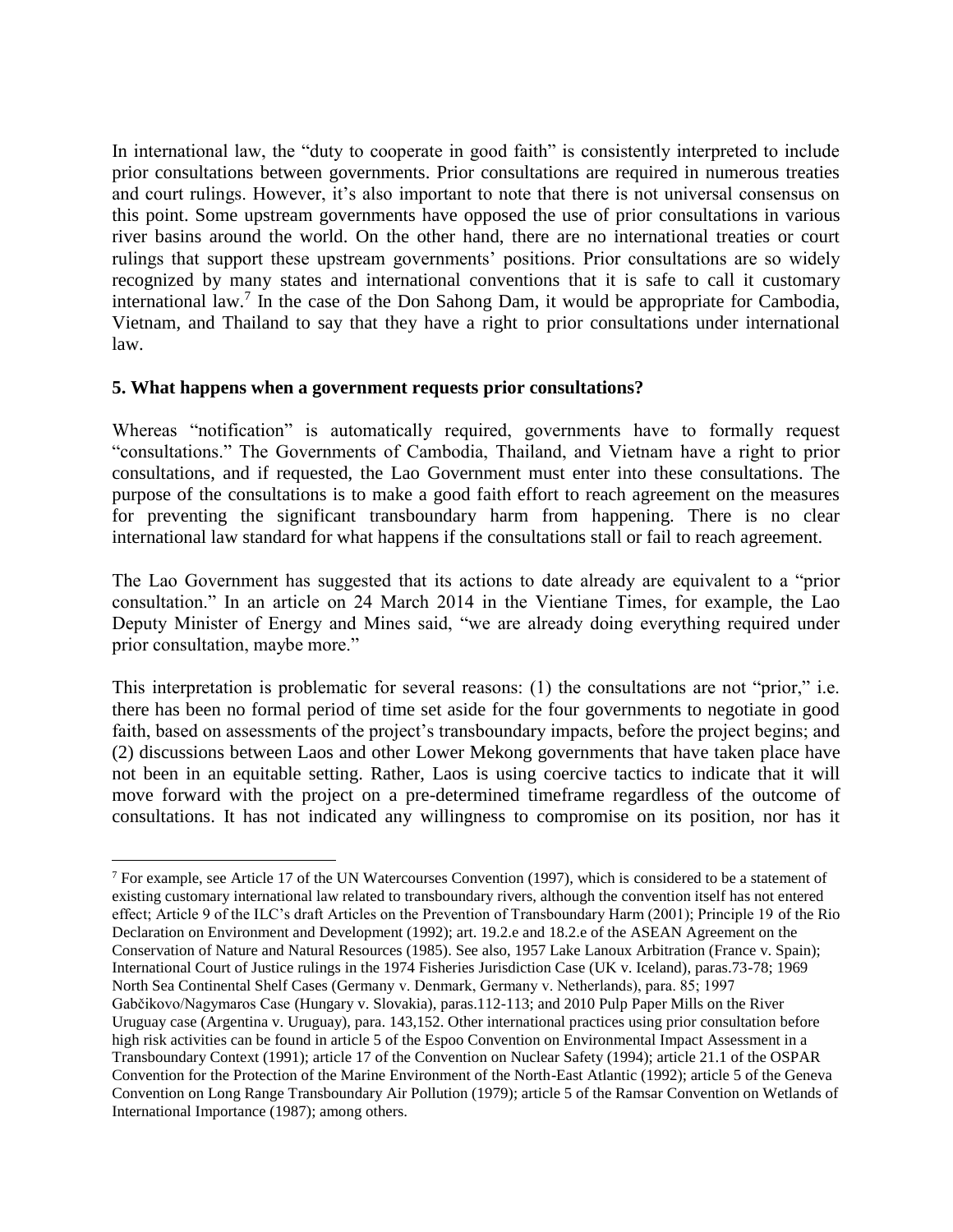In international law, the "duty to cooperate in good faith" is consistently interpreted to include prior consultations between governments. Prior consultations are required in numerous treaties and court rulings. However, it's also important to note that there is not universal consensus on this point. Some upstream governments have opposed the use of prior consultations in various river basins around the world. On the other hand, there are no international treaties or court rulings that support these upstream governments' positions. Prior consultations are so widely recognized by many states and international conventions that it is safe to call it customary international law.[7] In the case of the Don Sahong Dam, it would be appropriate for Cambodia, Vietnam, and Thailand to say that they have a right to prior consultations under international law.

**5. What happens when a government requests prior consultations?**

Whereas "notification" is automatically required, governments have to formally request "consultations." The Governments of Cambodia, Thailand, and Vietnam have a right to prior consultations, and if requested, the Lao Government must enter into these consultations. The purpose of the consultations is to make a good faith effort to reach agreement on the measures for preventing the significant transboundary harm from happening. There is no clear international law standard for what happens if the consultations stall or fail to reach agreement.

The Lao Government has suggested that its actions to date already are equivalent to a "prior consultation." In an article on 24 March 2014 in the Vientiane Times, for example, the Lao Deputy Minister of Energy and Mines said, "we are already doing everything required under prior consultation, maybe more."

This interpretation is problematic for several reasons: (1) the consultations are not "prior," i.e. there has been no formal period of time set aside for the four governments to negotiate in good faith, based on assessments of the project's transboundary impacts, before the project begins; and (2) discussions between Laos and other Lower Mekong governments that have taken place have not been in an equitable setting. Rather, Laos is using coercive tactics to indicate that it will move forward with the project on a pre-determined timeframe regardless of the outcome of consultations. It has not indicated any willingness to compromise on its position, nor has it

---

[7] For example, see Article 17 of the UN Watercourses Convention (1997), which is considered to be a statement of existing customary international law related to transboundary rivers, although the convention itself has not entered effect; Article 9 of the ILC's draft Articles on the Prevention of Transboundary Harm (2001); Principle 19 of the Rio Declaration on Environment and Development (1992); art. 19.2.e and 18.2.e of the ASEAN Agreement on the Conservation of Nature and Natural Resources (1985). See also, 1957 Lake Lanoux Arbitration (France v. Spain); International Court of Justice rulings in the 1974 Fisheries Jurisdiction Case (UK v. Iceland), paras.73-78; 1969 North Sea Continental Shelf Cases (Germany v. Denmark, Germany v. Netherlands), para. 85; 1997 Gabčikovo/Nagymaros Case (Hungary v. Slovakia), paras.112-113; and 2010 Pulp Paper Mills on the River Uruguay case (Argentina v. Uruguay), para. 143,152. Other international practices using prior consultation before high risk activities can be found in article 5 of the Espoo Convention on Environmental Impact Assessment in a Transboundary Context (1991); article 17 of the Convention on Nuclear Safety (1994); article 21.1 of the OSPAR Convention for the Protection of the Marine Environment of the North-East Atlantic (1992); article 5 of the Geneva Convention on Long Range Transboundary Air Pollution (1979); article 5 of the Ramsar Convention on Wetlands of International Importance (1987); among others.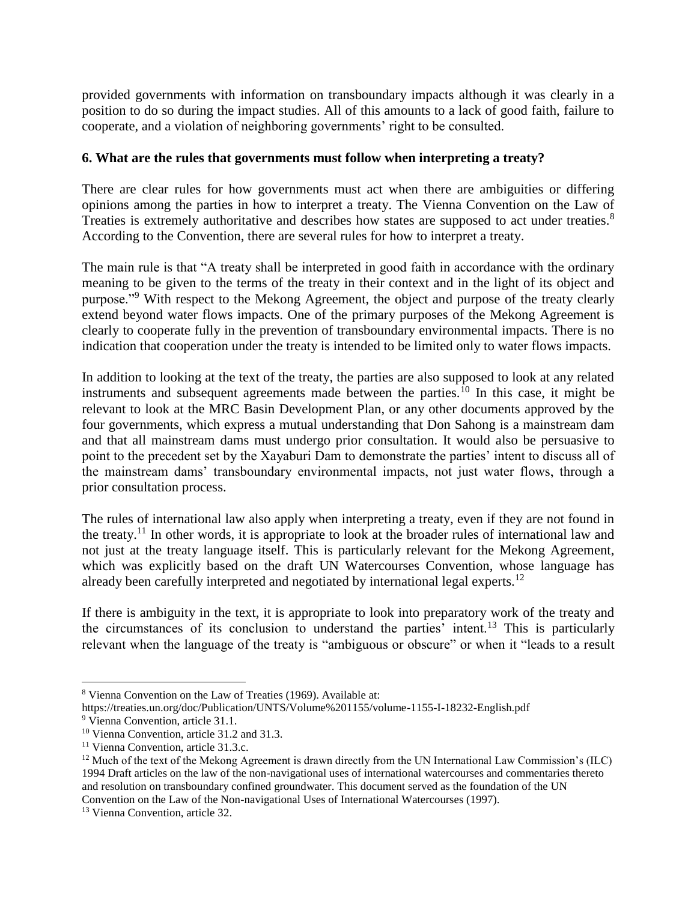provided governments with information on transboundary impacts although it was clearly in a position to do so during the impact studies. All of this amounts to a lack of good faith, failure to cooperate, and a violation of neighboring governments' right to be consulted.

**6. What are the rules that governments must follow when interpreting a treaty?**

There are clear rules for how governments must act when there are ambiguities or differing opinions among the parties in how to interpret a treaty. The Vienna Convention on the Law of Treaties is extremely authoritative and describes how states are supposed to act under treaties.[8] According to the Convention, there are several rules for how to interpret a treaty.

The main rule is that "A treaty shall be interpreted in good faith in accordance with the ordinary meaning to be given to the terms of the treaty in their context and in the light of its object and purpose."[9] With respect to the Mekong Agreement, the object and purpose of the treaty clearly extend beyond water flows impacts. One of the primary purposes of the Mekong Agreement is clearly to cooperate fully in the prevention of transboundary environmental impacts. There is no indication that cooperation under the treaty is intended to be limited only to water flows impacts.

In addition to looking at the text of the treaty, the parties are also supposed to look at any related instruments and subsequent agreements made between the parties.[10] In this case, it might be relevant to look at the MRC Basin Development Plan, or any other documents approved by the four governments, which express a mutual understanding that Don Sahong is a mainstream dam and that all mainstream dams must undergo prior consultation. It would also be persuasive to point to the precedent set by the Xayaburi Dam to demonstrate the parties' intent to discuss all of the mainstream dams' transboundary environmental impacts, not just water flows, through a prior consultation process.

The rules of international law also apply when interpreting a treaty, even if they are not found in the treaty.[11] In other words, it is appropriate to look at the broader rules of international law and not just at the treaty language itself. This is particularly relevant for the Mekong Agreement, which was explicitly based on the draft UN Watercourses Convention, whose language has already been carefully interpreted and negotiated by international legal experts.[12]

If there is ambiguity in the text, it is appropriate to look into preparatory work of the treaty and the circumstances of its conclusion to understand the parties' intent.[13] This is particularly relevant when the language of the treaty is "ambiguous or obscure" or when it "leads to a result

---

[8] Vienna Convention on the Law of Treaties (1969). Available at: https://treaties.un.org/doc/Publication/UNTS/Volume%201155/volume-1155-I-18232-English.pdf

[9] Vienna Convention, article 31.1.

[10] Vienna Convention, article 31.2 and 31.3.

[11] Vienna Convention, article 31.3.c.

[12] Much of the text of the Mekong Agreement is drawn directly from the UN International Law Commission's (ILC) 1994 Draft articles on the law of the non-navigational uses of international watercourses and commentaries thereto and resolution on transboundary confined groundwater. This document served as the foundation of the UN Convention on the Law of the Non-navigational Uses of International Watercourses (1997).

[13] Vienna Convention, article 32.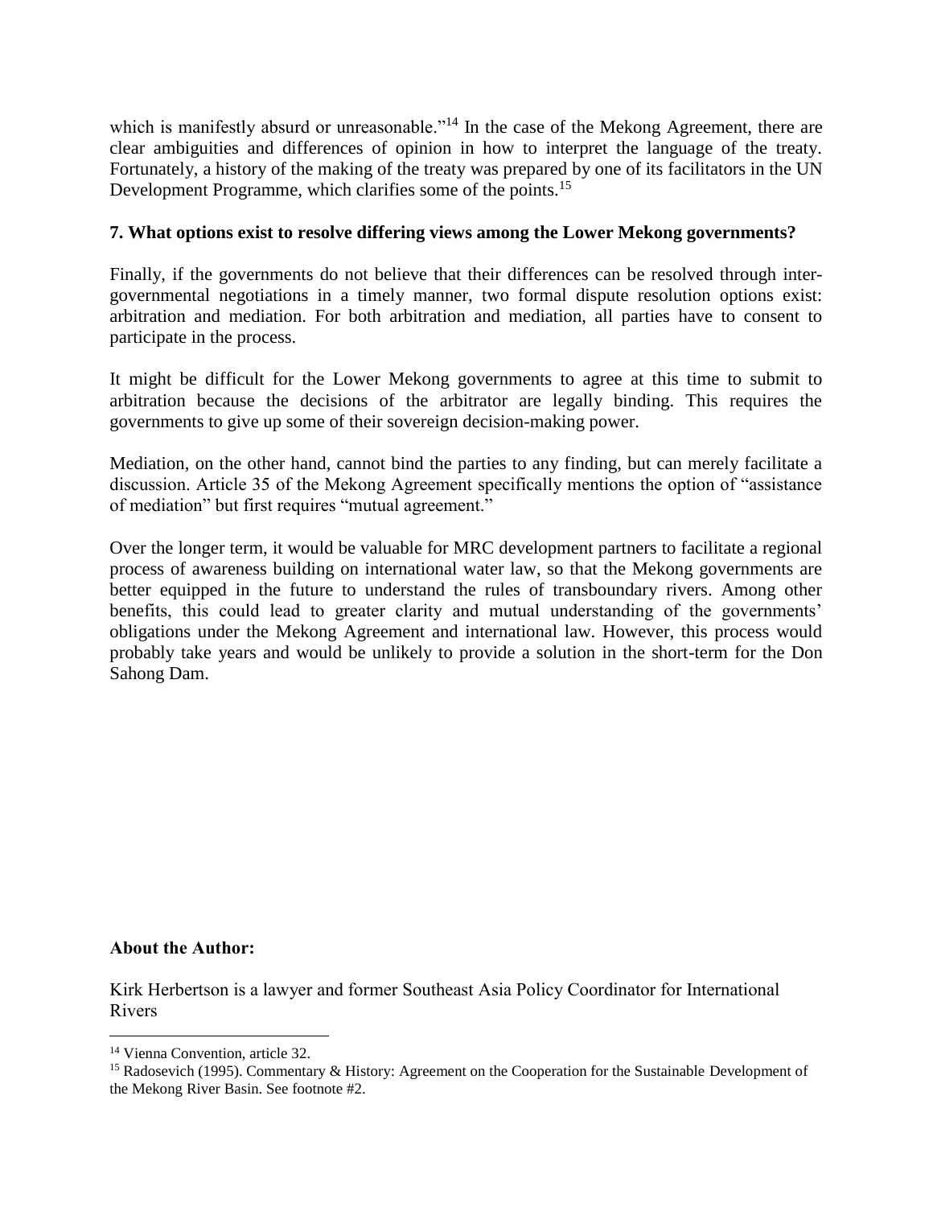which is manifestly absurd or unreasonable."[14] In the case of the Mekong Agreement, there are clear ambiguities and differences of opinion in how to interpret the language of the treaty. Fortunately, a history of the making of the treaty was prepared by one of its facilitators in the UN Development Programme, which clarifies some of the points.[15]

**7. What options exist to resolve differing views among the Lower Mekong governments?**

Finally, if the governments do not believe that their differences can be resolved through inter-governmental negotiations in a timely manner, two formal dispute resolution options exist: arbitration and mediation. For both arbitration and mediation, all parties have to consent to participate in the process.

It might be difficult for the Lower Mekong governments to agree at this time to submit to arbitration because the decisions of the arbitrator are legally binding. This requires the governments to give up some of their sovereign decision-making power.

Mediation, on the other hand, cannot bind the parties to any finding, but can merely facilitate a discussion. Article 35 of the Mekong Agreement specifically mentions the option of "assistance of mediation" but first requires "mutual agreement."

Over the longer term, it would be valuable for MRC development partners to facilitate a regional process of awareness building on international water law, so that the Mekong governments are better equipped in the future to understand the rules of transboundary rivers. Among other benefits, this could lead to greater clarity and mutual understanding of the governments' obligations under the Mekong Agreement and international law. However, this process would probably take years and would be unlikely to provide a solution in the short-term for the Don Sahong Dam.

**About the Author:**

Kirk Herbertson is a lawyer and former Southeast Asia Policy Coordinator for International Rivers

---

[14] Vienna Convention, article 32.

[15] Radosevich (1995). Commentary & History: Agreement on the Cooperation for the Sustainable Development of the Mekong River Basin. See footnote #2.